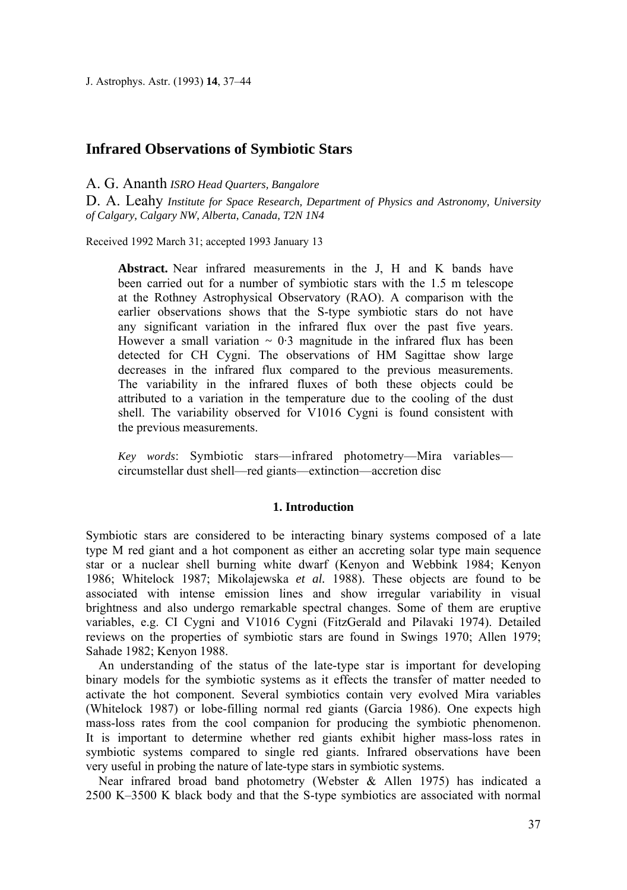# Infrared Observations of Symbiotic Stars

A. G. Ananth *ISRO Head Quarters, Bangalore*

D. A. Leahy *Institute for Space Research, Department of Physics and Astronomy, University of Calgary, Calgary NW, Alberta, Canada, T2N 1N4*

Received 1992 March 31; accepted 1993 January 13

> **Abstract.** Near infrared measurements in the J, H and K bands have been carried out for a number of symbiotic stars with the 1.5 m telescope at the Rothney Astrophysical Observatory (RAO). A comparison with the earlier observations shows that the S-type symbiotic stars do not have any significant variation in the infrared flux over the past five years. However a small variation ~ 0·3 magnitude in the infrared flux has been detected for CH Cygni. The observations of HM Sagittae show large decreases in the infrared flux compared to the previous measurements. The variability in the infrared fluxes of both these objects could be attributed to a variation in the temperature due to the cooling of the dust shell. The variability observed for V1016 Cygni is found consistent with the previous measurements.
>
> *Key words*: Symbiotic stars—infrared photometry—Mira variables—circumstellar dust shell—red giants—extinction—accretion disc

## 1. Introduction

Symbiotic stars are considered to be interacting binary systems composed of a late type M red giant and a hot component as either an accreting solar type main sequence star or a nuclear shell burning white dwarf (Kenyon and Webbink 1984; Kenyon 1986; Whitelock 1987; Mikolajewska *et al.* 1988). These objects are found to be associated with intense emission lines and show irregular variability in visual brightness and also undergo remarkable spectral changes. Some of them are eruptive variables, e.g. CI Cygni and V1016 Cygni (FitzGerald and Pilavaki 1974). Detailed reviews on the properties of symbiotic stars are found in Swings 1970; Allen 1979; Sahade 1982; Kenyon 1988.

An understanding of the status of the late-type star is important for developing binary models for the symbiotic systems as it effects the transfer of matter needed to activate the hot component. Several symbiotics contain very evolved Mira variables (Whitelock 1987) or lobe-filling normal red giants (Garcia 1986). One expects high mass-loss rates from the cool companion for producing the symbiotic phenomenon. It is important to determine whether red giants exhibit higher mass-loss rates in symbiotic systems compared to single red giants. Infrared observations have been very useful in probing the nature of late-type stars in symbiotic systems.

Near infrared broad band photometry (Webster & Allen 1975) has indicated a 2500 K–3500 K black body and that the S-type symbiotics are associated with normal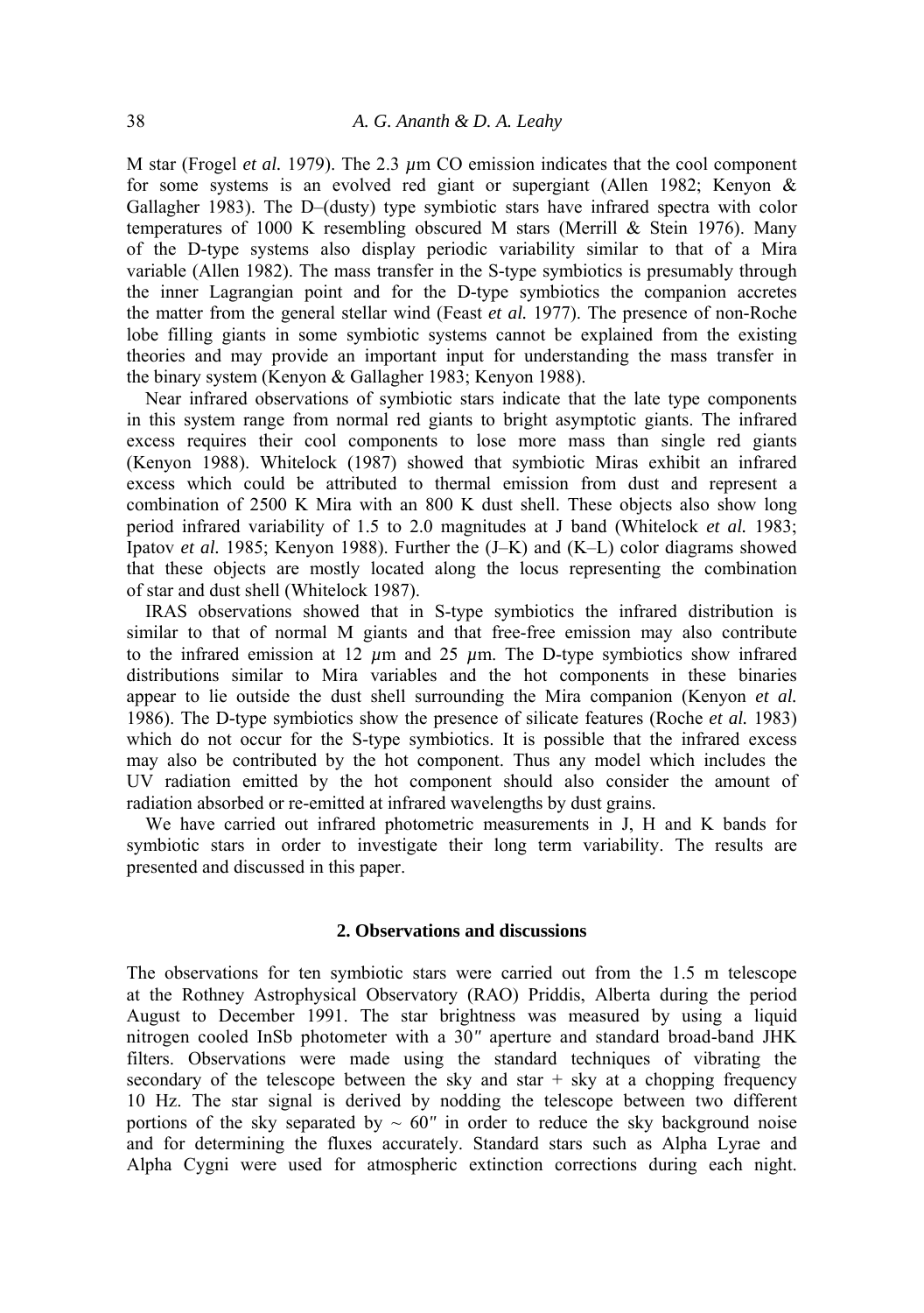M star (Frogel *et al.* 1979). The 2.3 $\mu$m CO emission indicates that the cool component for some systems is an evolved red giant or supergiant (Allen 1982; Kenyon & Gallagher 1983). The D–(dusty) type symbiotic stars have infrared spectra with color temperatures of 1000 K resembling obscured M stars (Merrill & Stein 1976). Many of the D-type systems also display periodic variability similar to that of a Mira variable (Allen 1982). The mass transfer in the S-type symbiotics is presumably through the inner Lagrangian point and for the D-type symbiotics the companion accretes the matter from the general stellar wind (Feast *et al.* 1977). The presence of non-Roche lobe filling giants in some symbiotic systems cannot be explained from the existing theories and may provide an important input for understanding the mass transfer in the binary system (Kenyon & Gallagher 1983; Kenyon 1988).

Near infrared observations of symbiotic stars indicate that the late type components in this system range from normal red giants to bright asymptotic giants. The infrared excess requires their cool components to lose more mass than single red giants (Kenyon 1988). Whitelock (1987) showed that symbiotic Miras exhibit an infrared excess which could be attributed to thermal emission from dust and represent a combination of 2500 K Mira with an 800 K dust shell. These objects also show long period infrared variability of 1.5 to 2.0 magnitudes at J band (Whitelock *et al.* 1983; Ipatov *et al.* 1985; Kenyon 1988). Further the (J–K) and (K–L) color diagrams showed that these objects are mostly located along the locus representing the combination of star and dust shell (Whitelock 1987).

IRAS observations showed that in S-type symbiotics the infrared distribution is similar to that of normal M giants and that free-free emission may also contribute to the infrared emission at 12 $\mu$m and 25 $\mu$m. The D-type symbiotics show infrared distributions similar to Mira variables and the hot components in these binaries appear to lie outside the dust shell surrounding the Mira companion (Kenyon *et al.* 1986). The D-type symbiotics show the presence of silicate features (Roche *et al.* 1983) which do not occur for the S-type symbiotics. It is possible that the infrared excess may also be contributed by the hot component. Thus any model which includes the UV radiation emitted by the hot component should also consider the amount of radiation absorbed or re-emitted at infrared wavelengths by dust grains.

We have carried out infrared photometric measurements in J, H and K bands for symbiotic stars in order to investigate their long term variability. The results are presented and discussed in this paper.

## 2. Observations and discussions

The observations for ten symbiotic stars were carried out from the 1.5 m telescope at the Rothney Astrophysical Observatory (RAO) Priddis, Alberta during the period August to December 1991. The star brightness was measured by using a liquid nitrogen cooled InSb photometer with a 30″ aperture and standard broad-band JHK filters. Observations were made using the standard techniques of vibrating the secondary of the telescope between the sky and star + sky at a chopping frequency 10 Hz. The star signal is derived by nodding the telescope between two different portions of the sky separated by ~ 60″ in order to reduce the sky background noise and for determining the fluxes accurately. Standard stars such as Alpha Lyrae and Alpha Cygni were used for atmospheric extinction corrections during each night.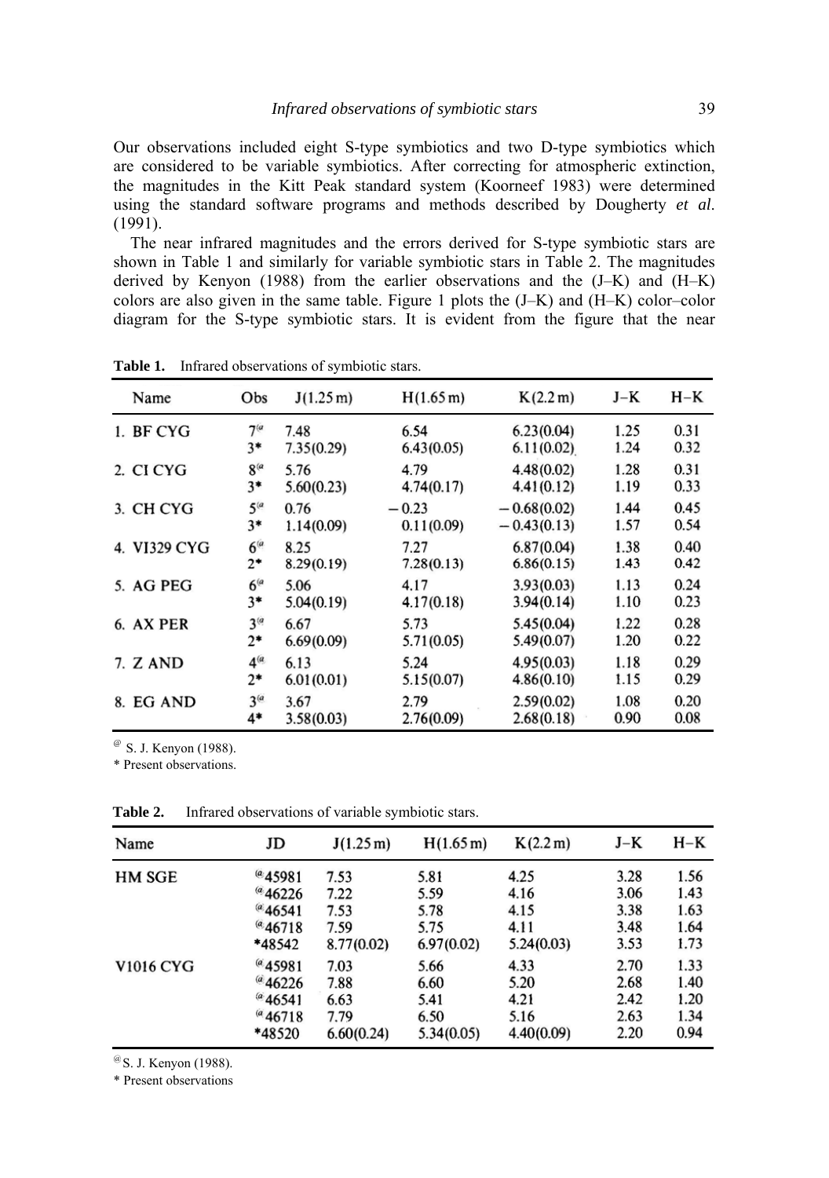Our observations included eight S-type symbiotics and two D-type symbiotics which are considered to be variable symbiotics. After correcting for atmospheric extinction, the magnitudes in the Kitt Peak standard system (Koorneef 1983) were determined using the standard software programs and methods described by Dougherty *et al*. (1991).

The near infrared magnitudes and the errors derived for S-type symbiotic stars are shown in Table 1 and similarly for variable symbiotic stars in Table 2. The magnitudes derived by Kenyon (1988) from the earlier observations and the (J–K) and (H–K) colors are also given in the same table. Figure 1 plots the (J–K) and (H–K) color–color diagram for the S-type symbiotic stars. It is evident from the figure that the near

**Table 1.** Infrared observations of symbiotic stars.

| Name | Obs | J(1.25 m) | H(1.65 m) | K(2.2 m) | J–K | H–K |
|---|---|---|---|---|---|---|
| 1. BF CYG | 7[@] | 7.48 | 6.54 | 6.23(0.04) | 1.25 | 0.31 |
| | 3* | 7.35(0.29) | 6.43(0.05) | 6.11(0.02) | 1.24 | 0.32 |
| 2. CI CYG | 8[@] | 5.76 | 4.79 | 4.48(0.02) | 1.28 | 0.31 |
| | 3* | 5.60(0.23) | 4.74(0.17) | 4.41(0.12) | 1.19 | 0.33 |
| 3. CH CYG | 5[@] | 0.76 | −0.23 | −0.68(0.02) | 1.44 | 0.45 |
| | 3* | 1.14(0.09) | 0.11(0.09) | −0.43(0.13) | 1.57 | 0.54 |
| 4. VI329 CYG | 6[@] | 8.25 | 7.27 | 6.87(0.04) | 1.38 | 0.40 |
| | 2* | 8.29(0.19) | 7.28(0.13) | 6.86(0.15) | 1.43 | 0.42 |
| 5. AG PEG | 6[@] | 5.06 | 4.17 | 3.93(0.03) | 1.13 | 0.24 |
| | 3* | 5.04(0.19) | 4.17(0.18) | 3.94(0.14) | 1.10 | 0.23 |
| 6. AX PER | 3[@] | 6.67 | 5.73 | 5.45(0.04) | 1.22 | 0.28 |
| | 2* | 6.69(0.09) | 5.71(0.05) | 5.49(0.07) | 1.20 | 0.22 |
| 7. Z AND | 4[@] | 6.13 | 5.24 | 4.95(0.03) | 1.18 | 0.29 |
| | 2* | 6.01(0.01) | 5.15(0.07) | 4.86(0.10) | 1.15 | 0.29 |
| 8. EG AND | 3[@] | 3.67 | 2.79 | 2.59(0.02) | 1.08 | 0.20 |
| | 4* | 3.58(0.03) | 2.76(0.09) | 2.68(0.18) | 0.90 | 0.08 |

[@] S. J. Kenyon (1988).

\* Present observations.

**Table 2.** Infrared observations of variable symbiotic stars.

| Name | JD | J(1.25 m) | H(1.65 m) | K(2.2 m) | J–K | H–K |
|---|---|---|---|---|---|---|
| HM SGE | [@]45981 | 7.53 | 5.81 | 4.25 | 3.28 | 1.56 |
| | [@]46226 | 7.22 | 5.59 | 4.16 | 3.06 | 1.43 |
| | [@]46541 | 7.53 | 5.78 | 4.15 | 3.38 | 1.63 |
| | [@]46718 | 7.59 | 5.75 | 4.11 | 3.48 | 1.64 |
| | *48542 | 8.77(0.02) | 6.97(0.02) | 5.24(0.03) | 3.53 | 1.73 |
| V1016 CYG | [@]45981 | 7.03 | 5.66 | 4.33 | 2.70 | 1.33 |
| | [@]46226 | 7.88 | 6.60 | 5.20 | 2.68 | 1.40 |
| | [@]46541 | 6.63 | 5.41 | 4.21 | 2.42 | 1.20 |
| | [@]46718 | 7.79 | 6.50 | 5.16 | 2.63 | 1.34 |
| | *48520 | 6.60(0.24) | 5.34(0.05) | 4.40(0.09) | 2.20 | 0.94 |

[@] S. J. Kenyon (1988).

\* Present observations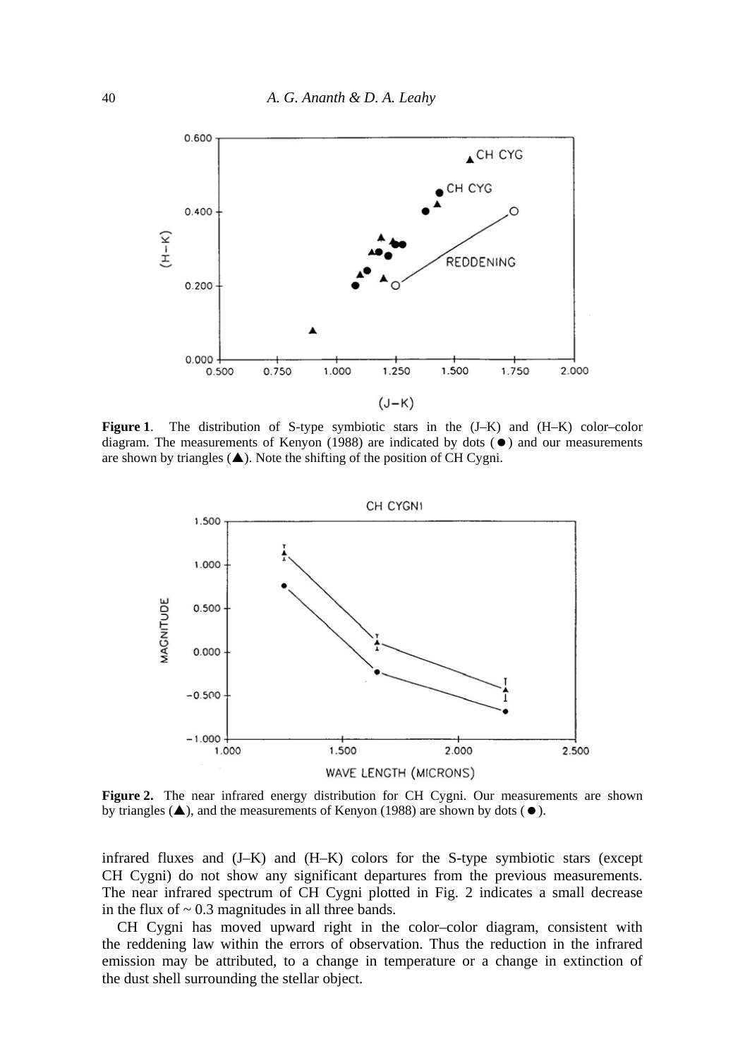**Figure 1**. The distribution of S-type symbiotic stars in the (J–K) and (H–K) color–color diagram. The measurements of Kenyon (1988) are indicated by dots (●) and our measurements are shown by triangles (▲). Note the shifting of the position of CH Cygni.

**Figure 2.** The near infrared energy distribution for CH Cygni. Our measurements are shown by triangles (▲), and the measurements of Kenyon (1988) are shown by dots (●).

infrared fluxes and (J–K) and (H–K) colors for the S-type symbiotic stars (except CH Cygni) do not show any significant departures from the previous measurements. The near infrared spectrum of CH Cygni plotted in Fig. 2 indicates a small decrease in the flux of ~ 0.3 magnitudes in all three bands.

CH Cygni has moved upward right in the color–color diagram, consistent with the reddening law within the errors of observation. Thus the reduction in the infrared emission may be attributed, to a change in temperature or a change in extinction of the dust shell surrounding the stellar object.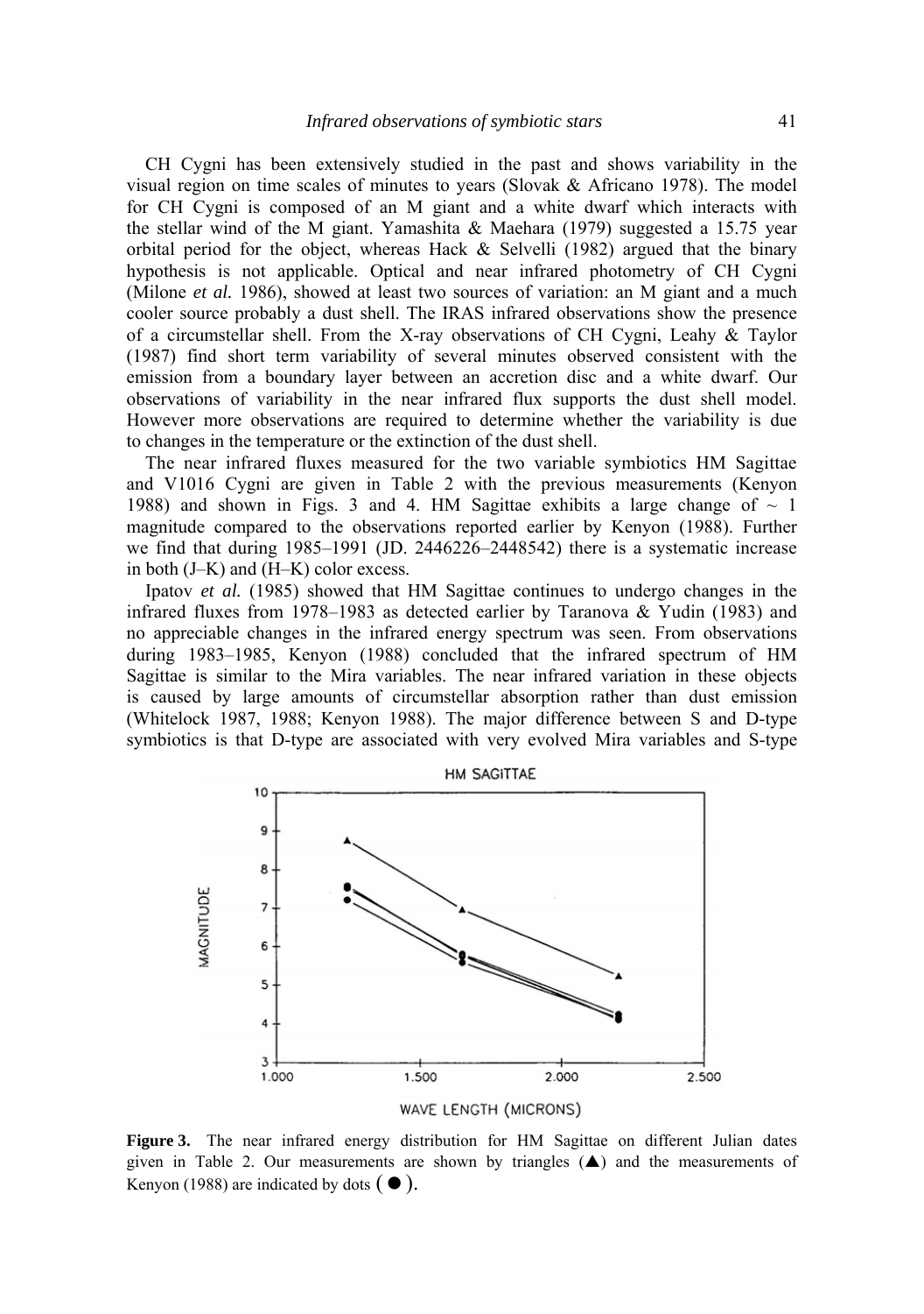CH Cygni has been extensively studied in the past and shows variability in the visual region on time scales of minutes to years (Slovak & Africano 1978). The model for CH Cygni is composed of an M giant and a white dwarf which interacts with the stellar wind of the M giant. Yamashita & Maehara (1979) suggested a 15.75 year orbital period for the object, whereas Hack & Selvelli (1982) argued that the binary hypothesis is not applicable. Optical and near infrared photometry of CH Cygni (Milone *et al.* 1986), showed at least two sources of variation: an M giant and a much cooler source probably a dust shell. The IRAS infrared observations show the presence of a circumstellar shell. From the X-ray observations of CH Cygni, Leahy & Taylor (1987) find short term variability of several minutes observed consistent with the emission from a boundary layer between an accretion disc and a white dwarf. Our observations of variability in the near infrared flux supports the dust shell model. However more observations are required to determine whether the variability is due to changes in the temperature or the extinction of the dust shell.

The near infrared fluxes measured for the two variable symbiotics HM Sagittae and V1016 Cygni are given in Table 2 with the previous measurements (Kenyon 1988) and shown in Figs. 3 and 4. HM Sagittae exhibits a large change of ~ 1 magnitude compared to the observations reported earlier by Kenyon (1988). Further we find that during 1985–1991 (JD. 2446226–2448542) there is a systematic increase in both (J–K) and (H–K) color excess.

Ipatov *et al.* (1985) showed that HM Sagittae continues to undergo changes in the infrared fluxes from 1978–1983 as detected earlier by Taranova & Yudin (1983) and no appreciable changes in the infrared energy spectrum was seen. From observations during 1983–1985, Kenyon (1988) concluded that the infrared spectrum of HM Sagittae is similar to the Mira variables. The near infrared variation in these objects is caused by large amounts of circumstellar absorption rather than dust emission (Whitelock 1987, 1988; Kenyon 1988). The major difference between S and D-type symbiotics is that D-type are associated with very evolved Mira variables and S-type

**Figure 3.** The near infrared energy distribution for HM Sagittae on different Julian dates given in Table 2. Our measurements are shown by triangles (▲) and the measurements of Kenyon (1988) are indicated by dots (●).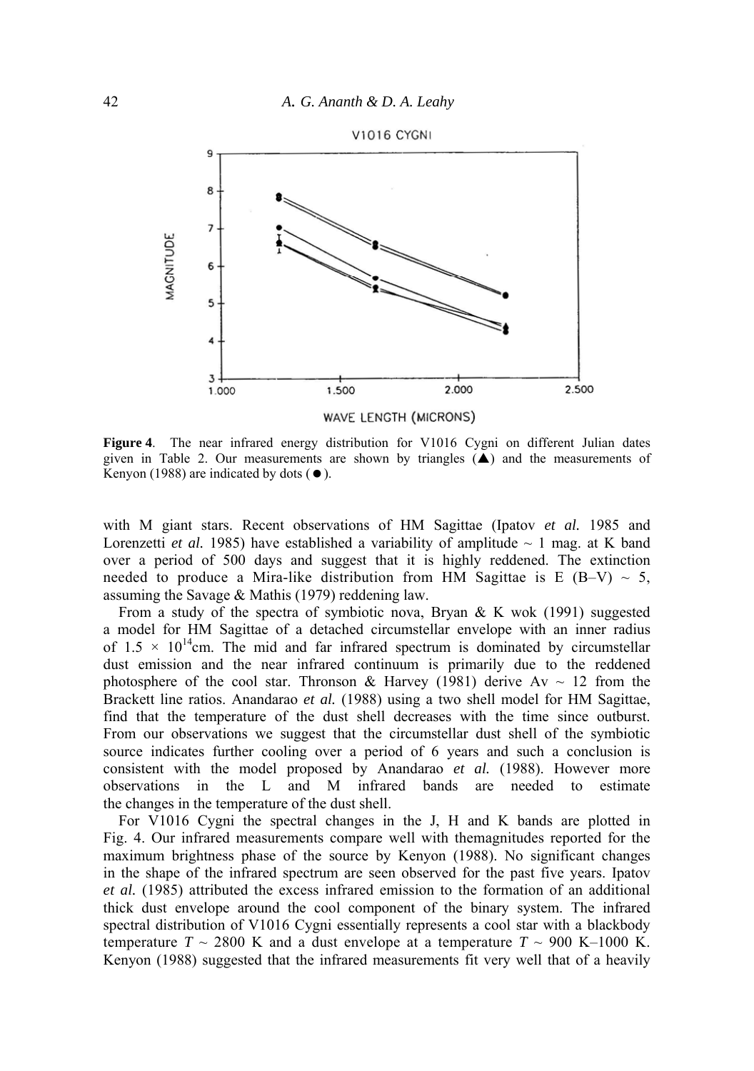**Figure 4**. The near infrared energy distribution for V1016 Cygni on different Julian dates given in Table 2. Our measurements are shown by triangles (▲) and the measurements of Kenyon (1988) are indicated by dots (●).

with M giant stars. Recent observations of HM Sagittae (Ipatov *et al.* 1985 and Lorenzetti *et al.* 1985) have established a variability of amplitude ~ 1 mag. at K band over a period of 500 days and suggest that it is highly reddened. The extinction needed to produce a Mira-like distribution from HM Sagittae is E (B–V) ~ 5, assuming the Savage & Mathis (1979) reddening law.

From a study of the spectra of symbiotic nova, Bryan & K wok (1991) suggested a model for HM Sagittae of a detached circumstellar envelope with an inner radius of $1.5 \times 10^{14}$cm. The mid and far infrared spectrum is dominated by circumstellar dust emission and the near infrared continuum is primarily due to the reddened photosphere of the cool star. Thronson & Harvey (1981) derive Av ~ 12 from the Brackett line ratios. Anandarao *et al.* (1988) using a two shell model for HM Sagittae, find that the temperature of the dust shell decreases with the time since outburst. From our observations we suggest that the circumstellar dust shell of the symbiotic source indicates further cooling over a period of 6 years and such a conclusion is consistent with the model proposed by Anandarao *et al.* (1988). However more observations in the L and M infrared bands are needed to estimate the changes in the temperature of the dust shell.

For V1016 Cygni the spectral changes in the J, H and K bands are plotted in Fig. 4. Our infrared measurements compare well with themagnitudes reported for the maximum brightness phase of the source by Kenyon (1988). No significant changes in the shape of the infrared spectrum are seen observed for the past five years. Ipatov *et al.* (1985) attributed the excess infrared emission to the formation of an additional thick dust envelope around the cool component of the binary system. The infrared spectral distribution of V1016 Cygni essentially represents a cool star with a blackbody temperature $T$ ~ 2800 K and a dust envelope at a temperature $T$ ~ 900 K–1000 K. Kenyon (1988) suggested that the infrared measurements fit very well that of a heavily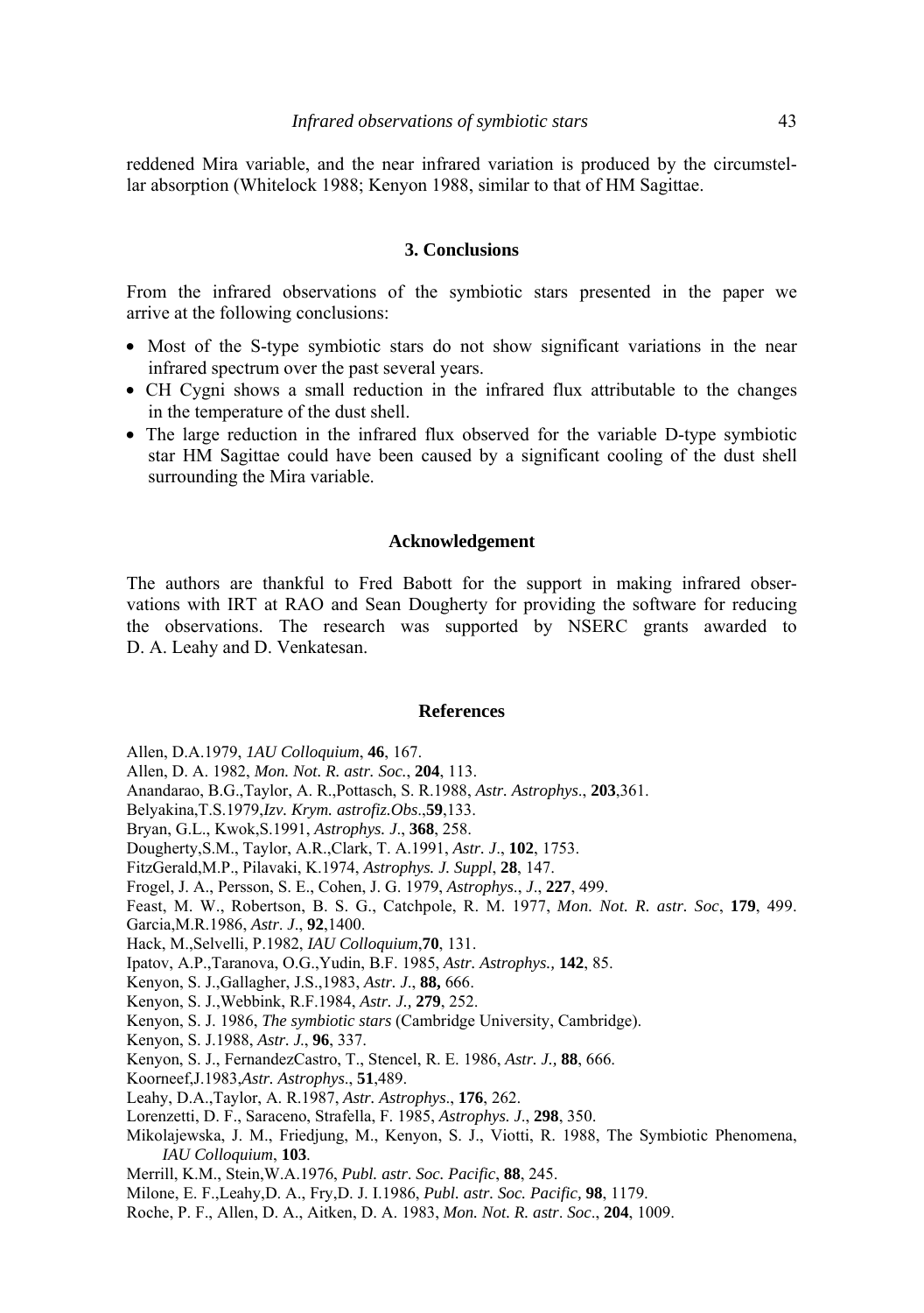reddened Mira variable, and the near infrared variation is produced by the circumstellar absorption (Whitelock 1988; Kenyon 1988, similar to that of HM Sagittae.

## 3. Conclusions

From the infrared observations of the symbiotic stars presented in the paper we arrive at the following conclusions:

- Most of the S-type symbiotic stars do not show significant variations in the near infrared spectrum over the past several years.
- CH Cygni shows a small reduction in the infrared flux attributable to the changes in the temperature of the dust shell.
- The large reduction in the infrared flux observed for the variable D-type symbiotic star HM Sagittae could have been caused by a significant cooling of the dust shell surrounding the Mira variable.

## Acknowledgement

The authors are thankful to Fred Babott for the support in making infrared observations with IRT at RAO and Sean Dougherty for providing the software for reducing the observations. The research was supported by NSERC grants awarded to D. A. Leahy and D. Venkatesan.

## References

Allen, D.A.1979, *1AU Colloquium*, **46**, 167.
Allen, D. A. 1982, *Mon. Not. R. astr. Soc.*, **204**, 113.
Anandarao, B.G.,Taylor, A. R.,Pottasch, S. R.1988, *Astr. Astrophys*., **203**,361.
Belyakina,T.S.1979,*Izv. Krym. astrofiz.Obs*.,**59**,133.
Bryan, G.L., Kwok,S.1991, *Astrophys. J*., **368**, 258.
Dougherty,S.M., Taylor, A.R.,Clark, T. A.1991, *Astr. J*., **102**, 1753.
FitzGerald,M.P., Pilavaki, K.1974, *Astrophys. J. Suppl*, **28**, 147.
Frogel, J. A., Persson, S. E., Cohen, J. G. 1979, *Astrophys., J*., **227**, 499.
Feast, M. W., Robertson, B. S. G., Catchpole, R. M. 1977, *Mon. Not. R. astr. Soc*, **179**, 499.
Garcia,M.R.1986, *Astr. J*., **92**,1400.
Hack, M.,Selvelli, P.1982, *IAU Colloquium*,**70**, 131.
Ipatov, A.P.,Taranova, O.G.,Yudin, B.F. 1985, *Astr. Astrophys.,* **142**, 85.
Kenyon, S. J.,Gallagher, J.S.,1983, *Astr. J*., **88,** 666.
Kenyon, S. J.,Webbink, R.F.1984, *Astr. J.,* **279**, 252.
Kenyon, S. J. 1986, *The symbiotic stars* (Cambridge University, Cambridge).
Kenyon, S. J.1988, *Astr. J.*, **96**, 337.
Kenyon, S. J., FernandezCastro, T., Stencel, R. E. 1986, *Astr. J.,* **88**, 666.
Koorneef,J.1983,*Astr. Astrophys*., **51**,489.
Leahy, D.A.,Taylor, A. R.1987, *Astr. Astrophys*., **176**, 262.
Lorenzetti, D. F., Saraceno, Strafella, F. 1985, *Astrophys. J*., **298**, 350.
Mikolajewska, J. M., Friedjung, M., Kenyon, S. J., Viotti, R. 1988, The Symbiotic Phenomena, *IAU Colloquium*, **103**.
Merrill, K.M., Stein,W.A.1976, *Publ. astr. Soc. Pacific*, **88**, 245.
Milone, E. F.,Leahy,D. A., Fry,D. J. I.1986, *Publ. astr. Soc. Pacific,* **98**, 1179.
Roche, P. F., Allen, D. A., Aitken, D. A. 1983, *Mon. Not. R. astr. Soc*., **204**, 1009.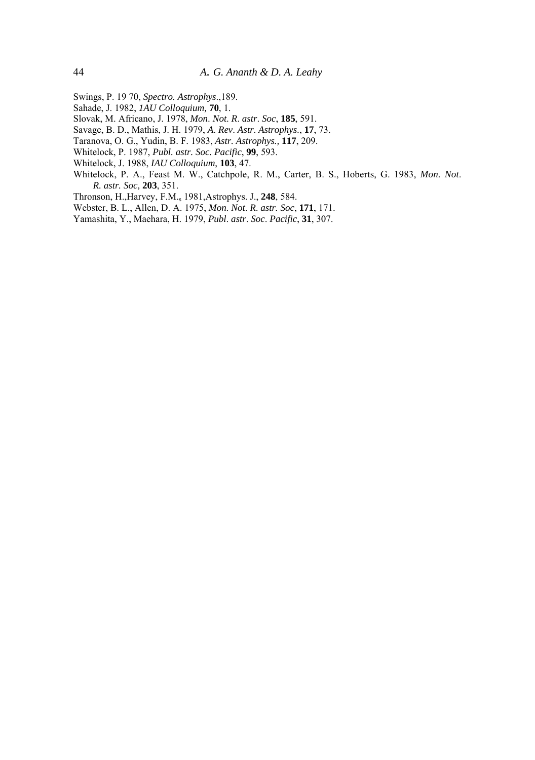Swings, P. 19 70, *Spectro. Astrophys*.,189.

Sahade, J. 1982, *IAU Colloquium,* **70**, 1.

Slovak, M. Africano, J. 1978, *Mon. Not. R. astr. Soc*, **185**, 591.

Savage, B. D., Mathis, J. H. 1979, *A. Rev. Astr. Astrophys*., **17**, 73.

Taranova, O. G., Yudin, B. F. 1983, *Astr. Astrophys.,* **117**, 209.

Whitelock, P. 1987, *Publ. astr. Soc. Pacific*, **99**, 593.

Whitelock, J. 1988, *IAU Colloquium*, **103**, 47.

Whitelock, P. A., Feast M. W., Catchpole, R. M., Carter, B. S., Hoberts, G. 1983, *Mon. Not. R. astr. Soc,* **203**, 351.

Thronson, H.,Harvey, F.M.,s 1981,Astrophys. J., **248**, 584.

Webster, B. L., Allen, D. A. 1975, *Mon. Not. R. astr. Soc*, **171**, 171.

Yamashita, Y., Maehara, H. 1979, *Publ. astr. Soc. Pacific*, **31**, 307.